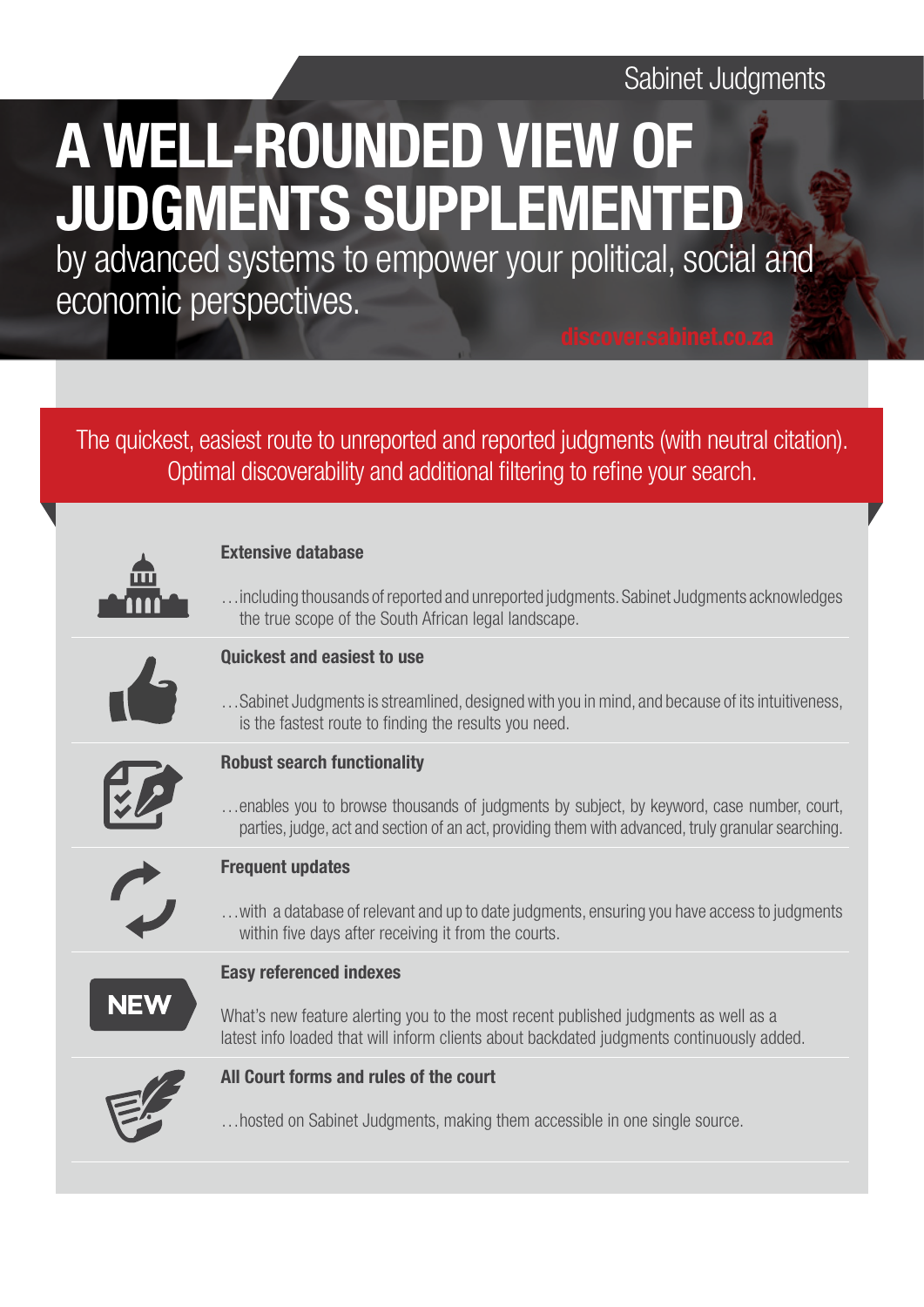Sabinet Judgments

# A WELL-ROUNDED VIEW OF JUDGMENTS SUPPLEMENTED

by advanced systems to empower your political, social and economic perspectives.

discover.sabinet.co.za

The quickest, easiest route to unreported and reported judgments (with neutral citation). Optimal discoverability and additional filtering to refine your search.

**Extensive database**

…including thousands of reported and unreported judgments. Sabinet Judgments acknowledges the true scope of the South African legal landscape.

**Quickest and easiest to use**

…Sabinet Judgments is streamlined, designed with you in mind, and because of its intuitiveness, is the fastest route to finding the results you need.

**Robust search functionality**

…enables you to browse thousands of judgments by subject, by keyword, case number, court, parties, judge, act and section of an act, providing them with advanced, truly granular searching.

**Frequent updates**

…with a database of relevant and up to date judgments, ensuring you have access to judgments within five days after receiving it from the courts.

NEW

**Easy referenced indexes**

What's new feature alerting you to the most recent published judgments as well as a latest info loaded that will inform clients about backdated judgments continuously added.

**All Court forms and rules of the court**

…hosted on Sabinet Judgments, making them accessible in one single source.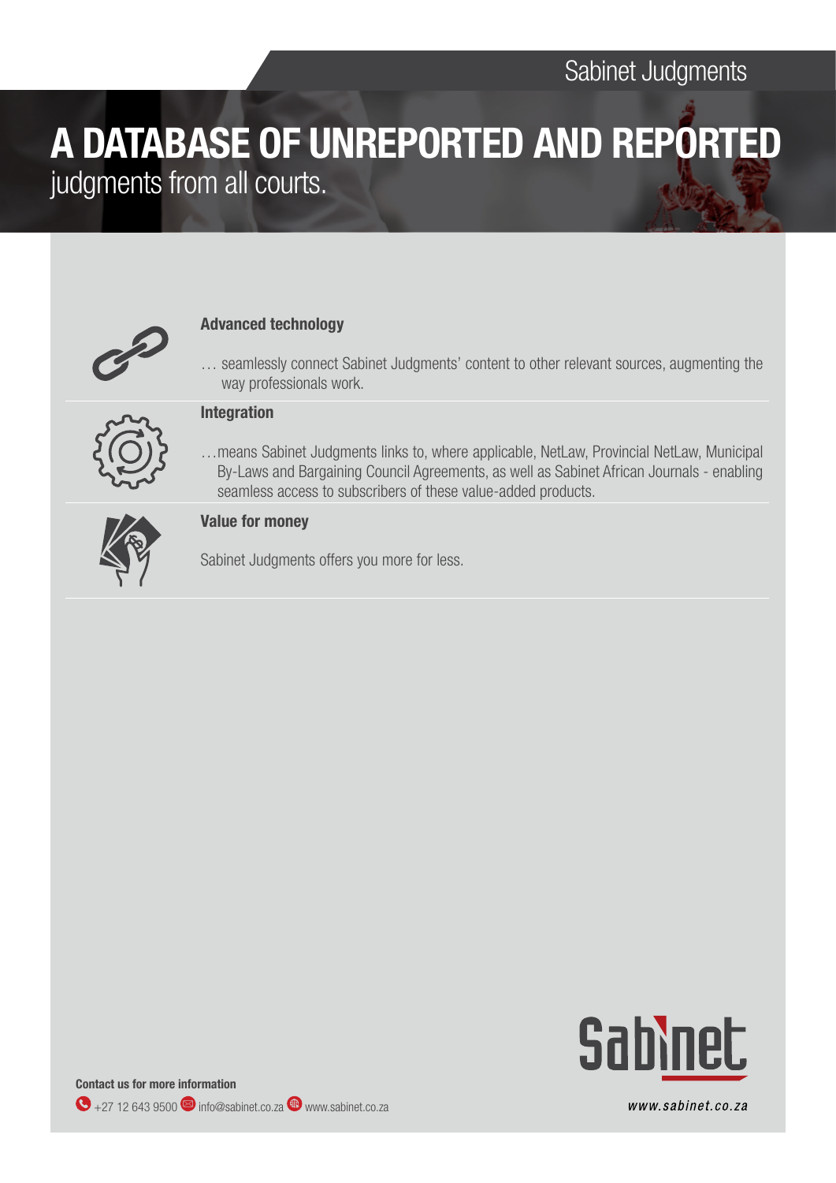Sabinet Judgments

# A DATABASE OF UNREPORTED AND REPORTED
judgments from all courts.

**Advanced technology**

… seamlessly connect Sabinet Judgments' content to other relevant sources, augmenting the way professionals work.

**Integration**

…means Sabinet Judgments links to, where applicable, NetLaw, Provincial NetLaw, Municipal By-Laws and Bargaining Council Agreements, as well as Sabinet African Journals - enabling seamless access to subscribers of these value-added products.

**Value for money**

Sabinet Judgments offers you more for less.

**Contact us for more information**

+27 12 643 9500 info@sabinet.co.za www.sabinet.co.za

Sabinet

*www.sabinet.co.za*